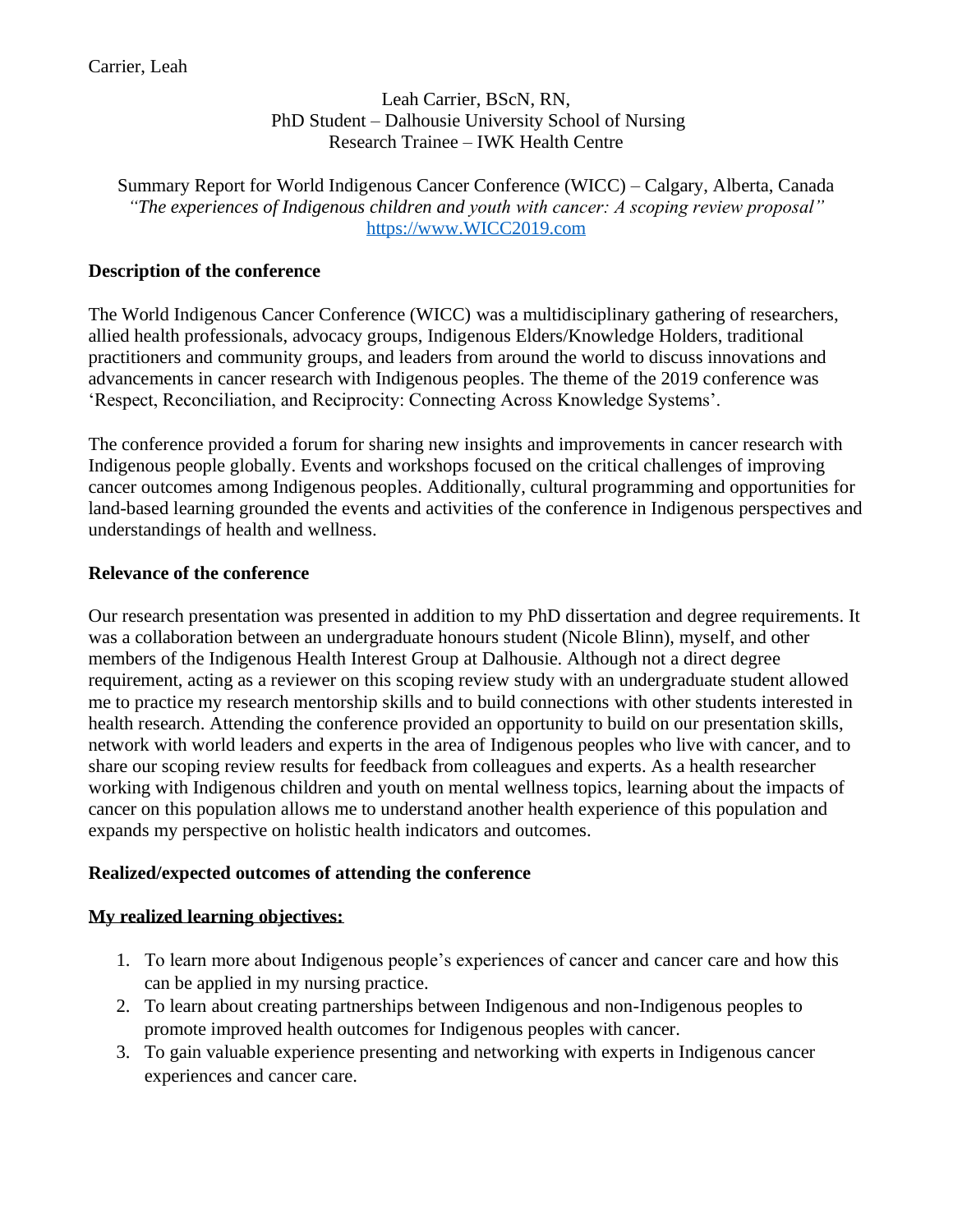Leah Carrier, BScN, RN,
PhD Student – Dalhousie University School of Nursing
Research Trainee – IWK Health Centre

Summary Report for World Indigenous Cancer Conference (WICC) – Calgary, Alberta, Canada
*"The experiences of Indigenous children and youth with cancer: A scoping review proposal"*
https://www.WICC2019.com

**Description of the conference**

The World Indigenous Cancer Conference (WICC) was a multidisciplinary gathering of researchers, allied health professionals, advocacy groups, Indigenous Elders/Knowledge Holders, traditional practitioners and community groups, and leaders from around the world to discuss innovations and advancements in cancer research with Indigenous peoples. The theme of the 2019 conference was 'Respect, Reconciliation, and Reciprocity: Connecting Across Knowledge Systems'.

The conference provided a forum for sharing new insights and improvements in cancer research with Indigenous people globally. Events and workshops focused on the critical challenges of improving cancer outcomes among Indigenous peoples. Additionally, cultural programming and opportunities for land-based learning grounded the events and activities of the conference in Indigenous perspectives and understandings of health and wellness.

**Relevance of the conference**

Our research presentation was presented in addition to my PhD dissertation and degree requirements. It was a collaboration between an undergraduate honours student (Nicole Blinn), myself, and other members of the Indigenous Health Interest Group at Dalhousie. Although not a direct degree requirement, acting as a reviewer on this scoping review study with an undergraduate student allowed me to practice my research mentorship skills and to build connections with other students interested in health research. Attending the conference provided an opportunity to build on our presentation skills, network with world leaders and experts in the area of Indigenous peoples who live with cancer, and to share our scoping review results for feedback from colleagues and experts. As a health researcher working with Indigenous children and youth on mental wellness topics, learning about the impacts of cancer on this population allows me to understand another health experience of this population and expands my perspective on holistic health indicators and outcomes.

**Realized/expected outcomes of attending the conference**

**My realized learning objectives:**

1. To learn more about Indigenous people's experiences of cancer and cancer care and how this can be applied in my nursing practice.
2. To learn about creating partnerships between Indigenous and non-Indigenous peoples to promote improved health outcomes for Indigenous peoples with cancer.
3. To gain valuable experience presenting and networking with experts in Indigenous cancer experiences and cancer care.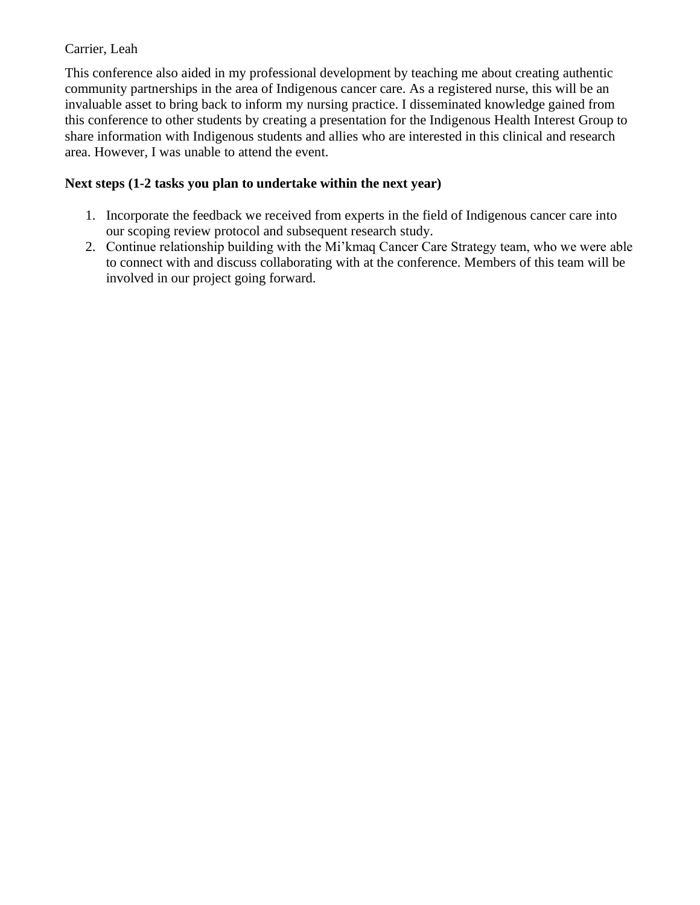This conference also aided in my professional development by teaching me about creating authentic community partnerships in the area of Indigenous cancer care. As a registered nurse, this will be an invaluable asset to bring back to inform my nursing practice. I disseminated knowledge gained from this conference to other students by creating a presentation for the Indigenous Health Interest Group to share information with Indigenous students and allies who are interested in this clinical and research area. However, I was unable to attend the event.

**Next steps (1-2 tasks you plan to undertake within the next year)**

1. Incorporate the feedback we received from experts in the field of Indigenous cancer care into our scoping review protocol and subsequent research study.
2. Continue relationship building with the Mi'kmaq Cancer Care Strategy team, who we were able to connect with and discuss collaborating with at the conference. Members of this team will be involved in our project going forward.